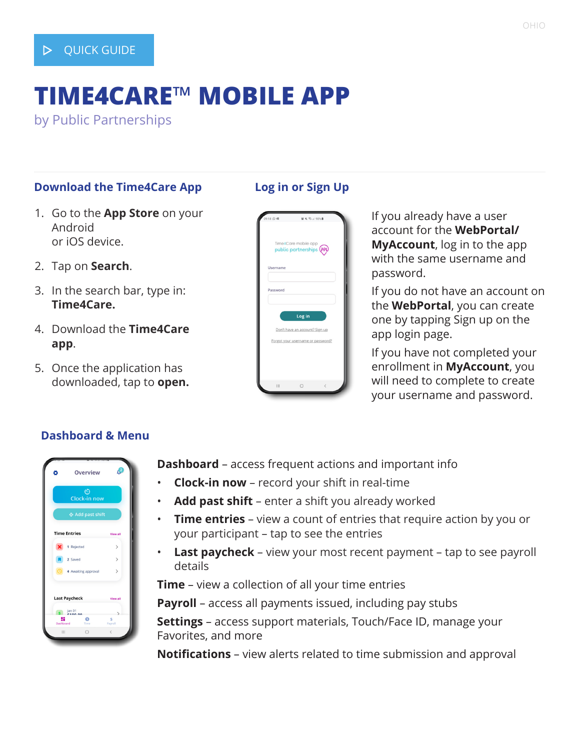QUICK GUIDE

OHIO

# TIME4CARE™ MOBILE APP

by Public Partnerships

## Download the Time4Care App

1. Go to the **App Store** on your Android or iOS device.
2. Tap on **Search**.
3. In the search bar, type in: **Time4Care.**
4. Download the **Time4Care app**.
5. Once the application has downloaded, tap to **open.**

## Log in or Sign Up

If you already have a user account for the **WebPortal/ MyAccount**, log in to the app with the same username and password.

If you do not have an account on the **WebPortal**, you can create one by tapping Sign up on the app login page.

If you have not completed your enrollment in **MyAccount**, you will need to complete to create your username and password.

## Dashboard & Menu

**Dashboard** – access frequent actions and important info

- **Clock-in now** – record your shift in real-time
- **Add past shift** – enter a shift you already worked
- **Time entries** – view a count of entries that require action by you or your participant – tap to see the entries
- **Last paycheck** – view your most recent payment – tap to see payroll details

**Time** – view a collection of all your time entries

**Payroll** – access all payments issued, including pay stubs

**Settings** – access support materials, Touch/Face ID, manage your Favorites, and more

**Notifications** – view alerts related to time submission and approval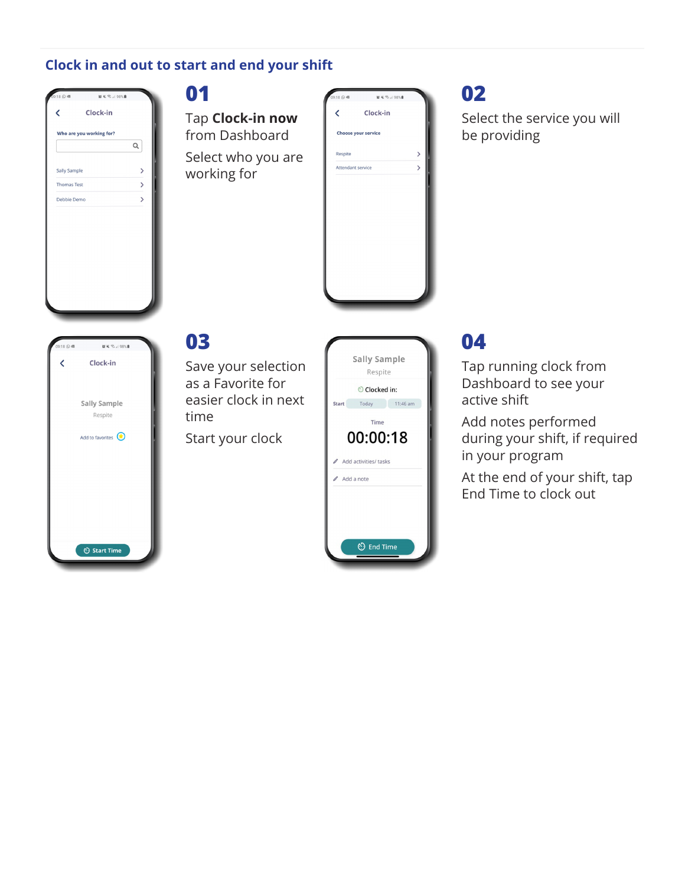## Clock in and out to start and end your shift

## 01

Tap **Clock-in now** from Dashboard

Select who you are working for

## 02

Select the service you will be providing

## 03

Save your selection as a Favorite for easier clock in next time

Start your clock

## 04

Tap running clock from Dashboard to see your active shift

Add notes performed during your shift, if required in your program

At the end of your shift, tap End Time to clock out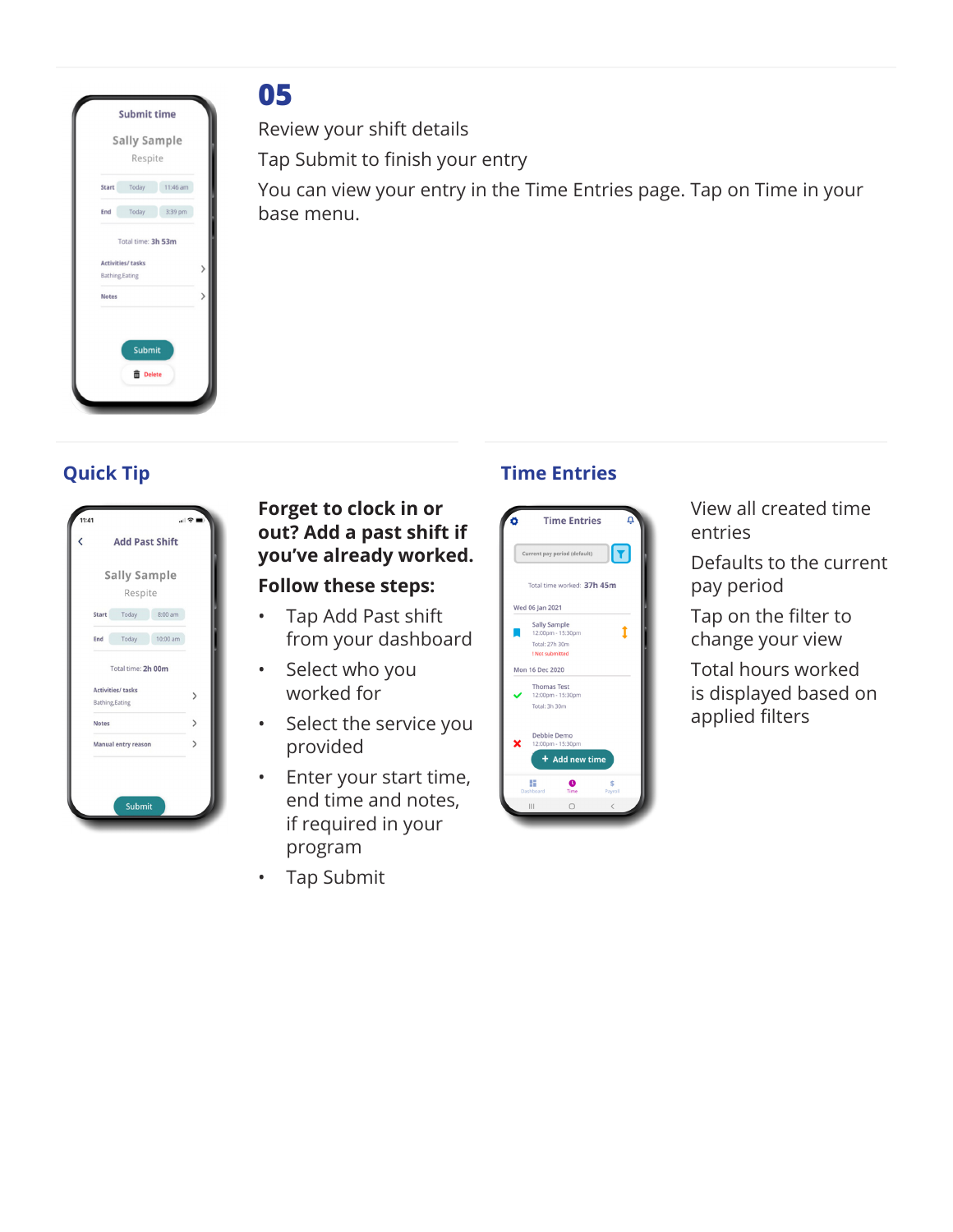## 05

Review your shift details

Tap Submit to finish your entry

You can view your entry in the Time Entries page. Tap on Time in your base menu.

## Quick Tip

**Forget to clock in or out? Add a past shift if you've already worked.**

**Follow these steps:**

- Tap Add Past shift from your dashboard
- Select who you worked for
- Select the service you provided
- Enter your start time, end time and notes, if required in your program
- Tap Submit

## Time Entries

View all created time entries

Defaults to the current pay period

Tap on the filter to change your view

Total hours worked is displayed based on applied filters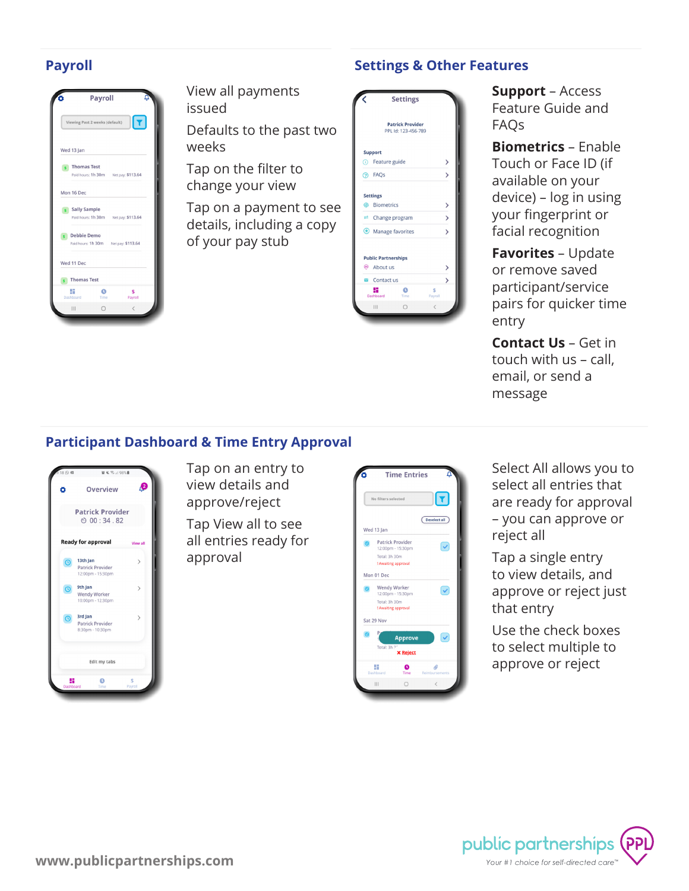## Payroll

View all payments issued

Defaults to the past two weeks

Tap on the filter to change your view

Tap on a payment to see details, including a copy of your pay stub

## Settings & Other Features

**Support** – Access Feature Guide and FAQs

**Biometrics** – Enable Touch or Face ID (if available on your device) – log in using your fingerprint or facial recognition

**Favorites** – Update or remove saved participant/service pairs for quicker time entry

**Contact Us** – Get in touch with us – call, email, or send a message

## Participant Dashboard & Time Entry Approval

Tap on an entry to view details and approve/reject

Tap View all to see all entries ready for approval

Select All allows you to select all entries that are ready for approval – you can approve or reject all

Tap a single entry to view details, and approve or reject just that entry

Use the check boxes to select multiple to approve or reject

www.publicpartnerships.com

public partnerships PPL

*Your #1 choice for self-directed care™*